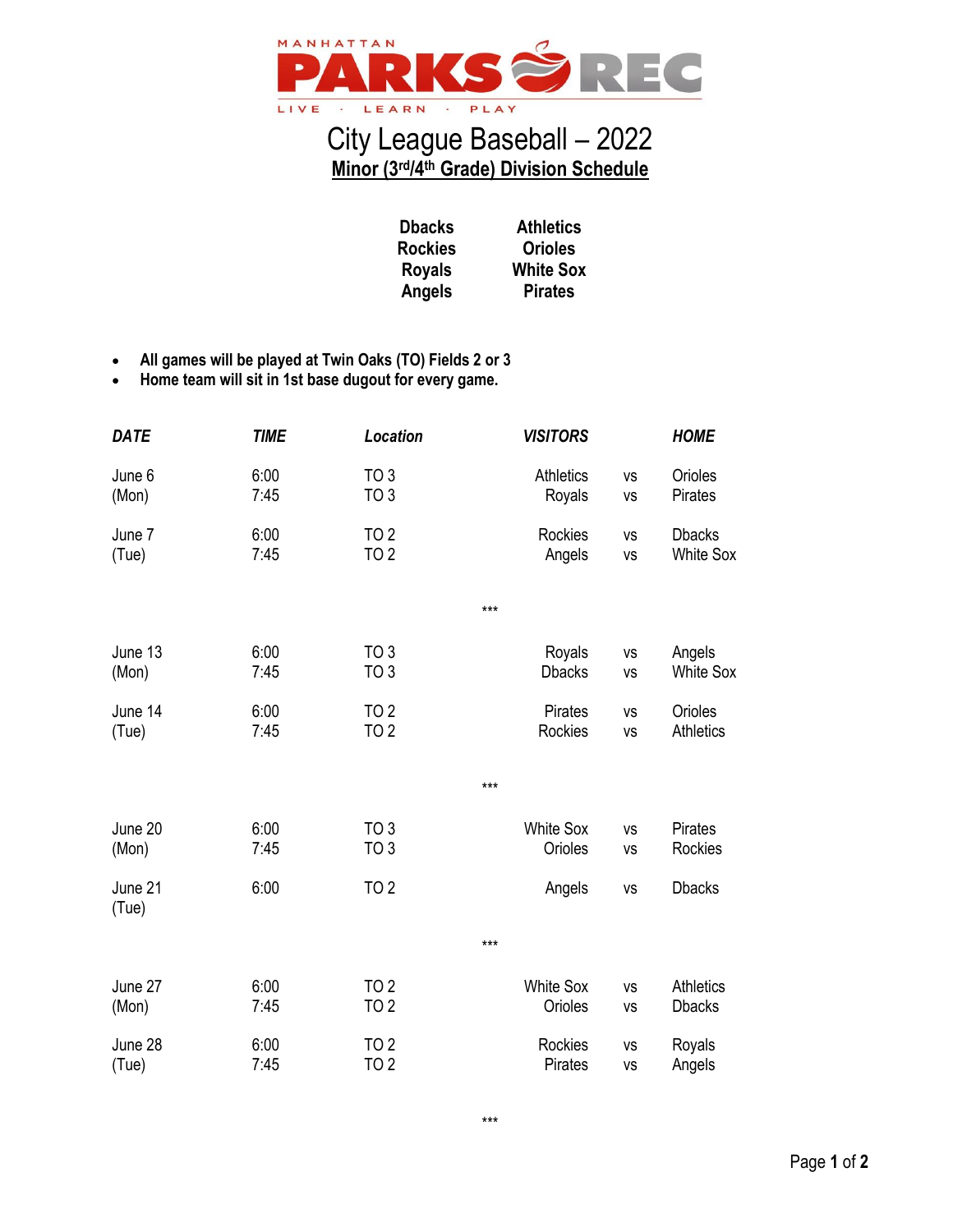MANHATTAN PARKS REC
LIVE · LEARN · PLAY

# City League Baseball – 2022

## Minor (3rd/4th Grade) Division Schedule

| | |
|---|---|
| **Dbacks** | **Athletics** |
| **Rockies** | **Orioles** |
| **Royals** | **White Sox** |
| **Angels** | **Pirates** |

- **All games will be played at Twin Oaks (TO) Fields 2 or 3**
- **Home team will sit in 1st base dugout for every game.**

| *DATE* | *TIME* | *Location* | *VISITORS* | | *HOME* |
|---|---|---|---|---|---|
| June 6 (Mon) | 6:00 | TO 3 | Athletics | vs | Orioles |
| | 7:45 | TO 3 | Royals | vs | Pirates |
| June 7 (Tue) | 6:00 | TO 2 | Rockies | vs | Dbacks |
| | 7:45 | TO 2 | Angels | vs | White Sox |
| | | | *** | | |
| June 13 (Mon) | 6:00 | TO 3 | Royals | vs | Angels |
| | 7:45 | TO 3 | Dbacks | vs | White Sox |
| June 14 (Tue) | 6:00 | TO 2 | Pirates | vs | Orioles |
| | 7:45 | TO 2 | Rockies | vs | Athletics |
| | | | *** | | |
| June 20 (Mon) | 6:00 | TO 3 | White Sox | vs | Pirates |
| | 7:45 | TO 3 | Orioles | vs | Rockies |
| June 21 (Tue) | 6:00 | TO 2 | Angels | vs | Dbacks |
| | | | *** | | |
| June 27 (Mon) | 6:00 | TO 2 | White Sox | vs | Athletics |
| | 7:45 | TO 2 | Orioles | vs | Dbacks |
| June 28 (Tue) | 6:00 | TO 2 | Rockies | vs | Royals |
| | 7:45 | TO 2 | Pirates | vs | Angels |
| | | | *** | | |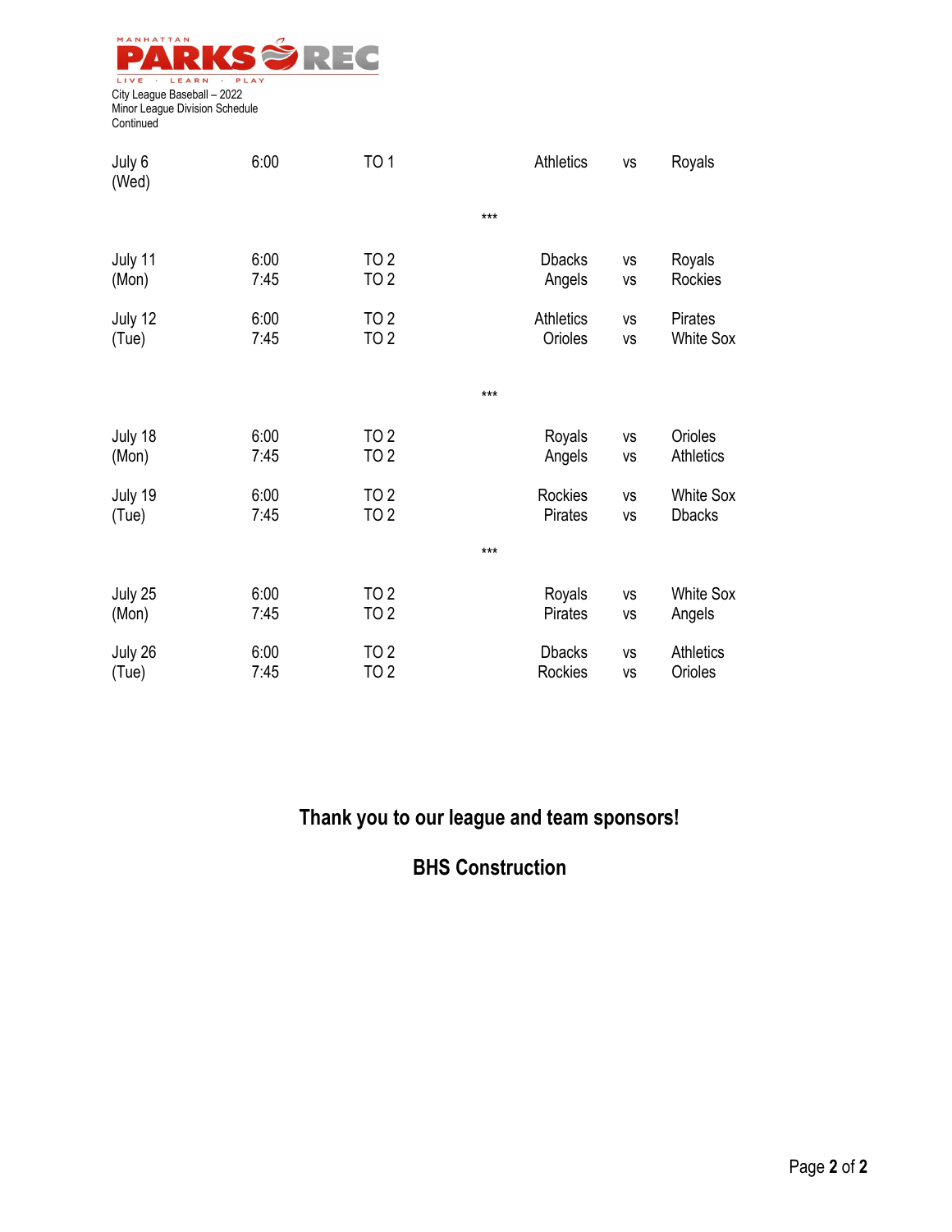MANHATTAN PARKS & REC
LIVE · LEARN · PLAY

City League Baseball – 2022
Minor League Division Schedule
Continued

| | | | | | |
|---|---|---|---|---|---|
| July 6 (Wed) | 6:00 | TO 1 | Athletics | vs | Royals |

***

| | | | | | |
|---|---|---|---|---|---|
| July 11 (Mon) | 6:00 | TO 2 | Dbacks | vs | Royals |
| | 7:45 | TO 2 | Angels | vs | Rockies |
| July 12 (Tue) | 6:00 | TO 2 | Athletics | vs | Pirates |
| | 7:45 | TO 2 | Orioles | vs | White Sox |

***

| | | | | | |
|---|---|---|---|---|---|
| July 18 (Mon) | 6:00 | TO 2 | Royals | vs | Orioles |
| | 7:45 | TO 2 | Angels | vs | Athletics |
| July 19 (Tue) | 6:00 | TO 2 | Rockies | vs | White Sox |
| | 7:45 | TO 2 | Pirates | vs | Dbacks |

***

| | | | | | |
|---|---|---|---|---|---|
| July 25 (Mon) | 6:00 | TO 2 | Royals | vs | White Sox |
| | 7:45 | TO 2 | Pirates | vs | Angels |
| July 26 (Tue) | 6:00 | TO 2 | Dbacks | vs | Athletics |
| | 7:45 | TO 2 | Rockies | vs | Orioles |

**Thank you to our league and team sponsors!**

**BHS Construction**